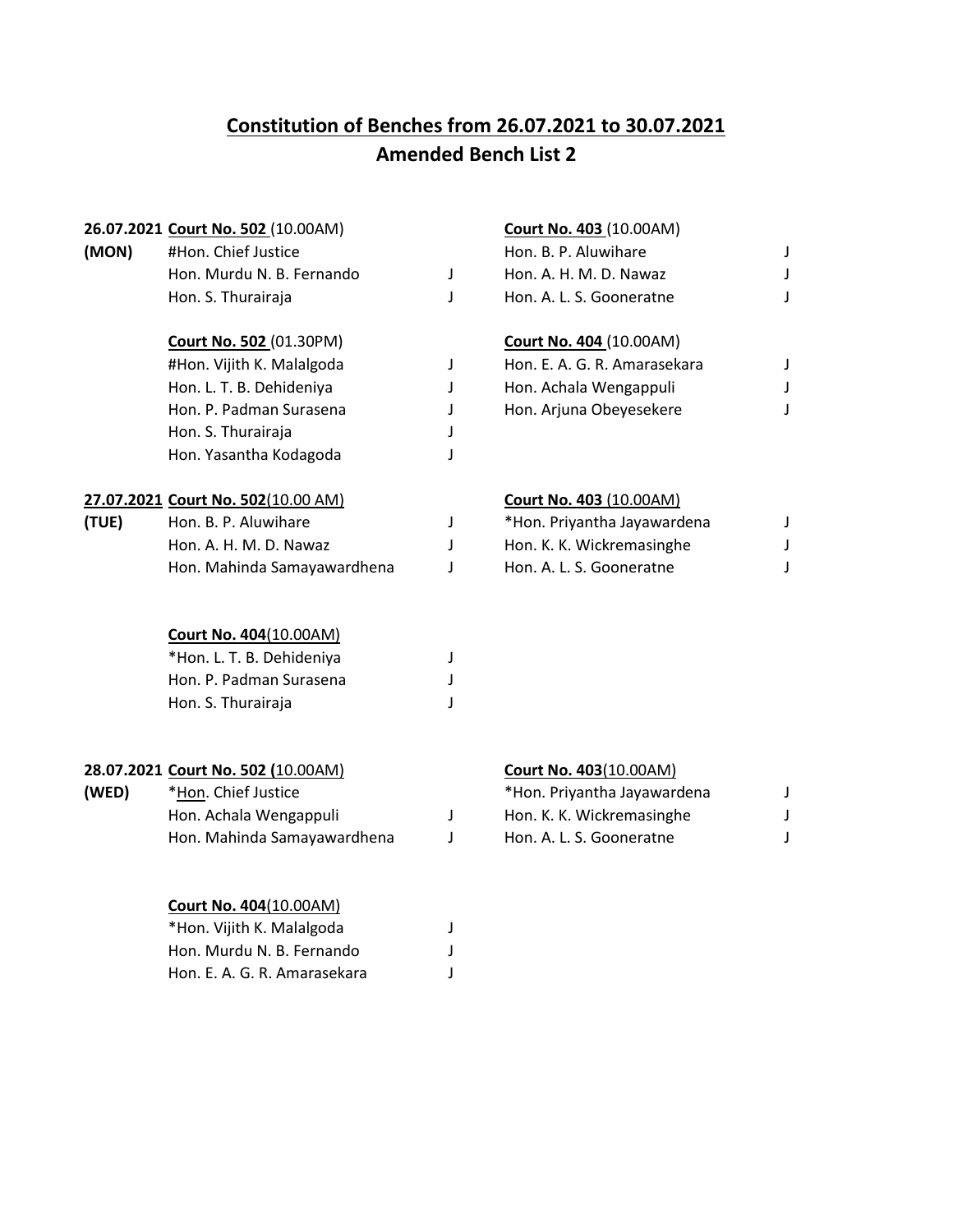# Constitution of Benches from 26.07.2021 to 30.07.2021

## Amended Bench List 2

**26.07.2021 (MON)**

**Court No. 502** (10.00AM)

#Hon. Chief Justice
Hon. Murdu N. B. Fernando J
Hon. S. Thurairaja J

**Court No. 502** (01.30PM)

#Hon. Vijith K. Malalgoda J
Hon. L. T. B. Dehideniya J
Hon. P. Padman Surasena J
Hon. S. Thurairaja J
Hon. Yasantha Kodagoda J

**Court No. 403** (10.00AM)

Hon. B. P. Aluwihare J
Hon. A. H. M. D. Nawaz J
Hon. A. L. S. Gooneratne J

**Court No. 404** (10.00AM)

Hon. E. A. G. R. Amarasekara J
Hon. Achala Wengappuli J
Hon. Arjuna Obeyesekere J

**27.07.2021 (TUE)**

**Court No. 502**(10.00 AM)

Hon. B. P. Aluwihare J
Hon. A. H. M. D. Nawaz J
Hon. Mahinda Samayawardhena J

**Court No. 404**(10.00AM)

*Hon. L. T. B. Dehideniya J
Hon. P. Padman Surasena J
Hon. S. Thurairaja J

**Court No. 403** (10.00AM)

*Hon. Priyantha Jayawardena J
Hon. K. K. Wickremasinghe J
Hon. A. L. S. Gooneratne J

**28.07.2021 (WED)**

**Court No. 502 (**10.00AM)

*Hon. Chief Justice
Hon. Achala Wengappuli J
Hon. Mahinda Samayawardhena J

**Court No. 404**(10.00AM)

*Hon. Vijith K. Malalgoda J
Hon. Murdu N. B. Fernando J
Hon. E. A. G. R. Amarasekara J

**Court No. 403**(10.00AM)

*Hon. Priyantha Jayawardena J
Hon. K. K. Wickremasinghe J
Hon. A. L. S. Gooneratne J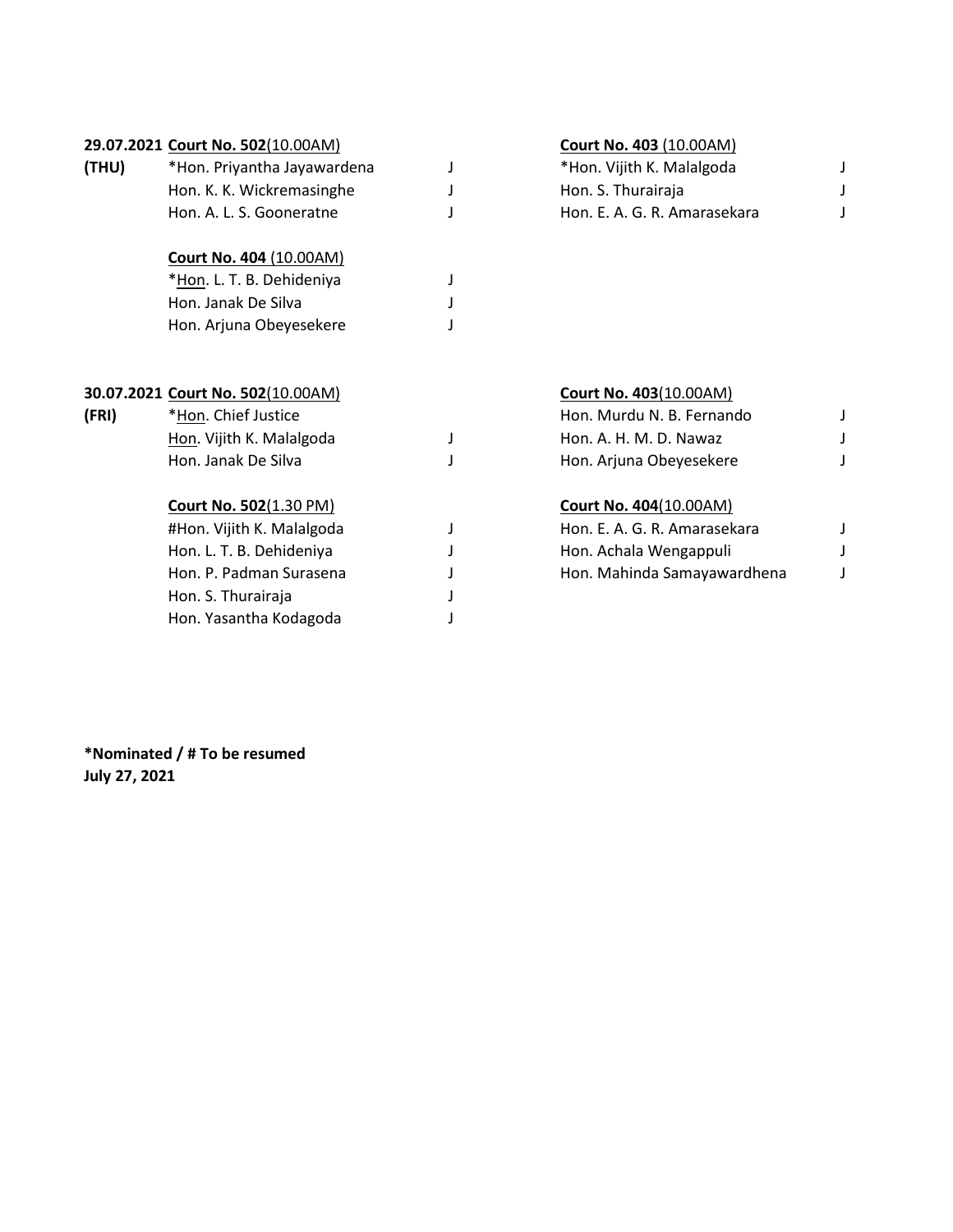**29.07.2021 (THU)**

**Court No. 502**(10.00AM)

| | |
|---|---|
| *Hon. Priyantha Jayawardena | J |
| Hon. K. K. Wickremasinghe | J |
| Hon. A. L. S. Gooneratne | J |

**Court No. 403** (10.00AM)

| | |
|---|---|
| *Hon. Vijith K. Malalgoda | J |
| Hon. S. Thurairaja | J |
| Hon. E. A. G. R. Amarasekara | J |

**Court No. 404** (10.00AM)

| | |
|---|---|
| *Hon. L. T. B. Dehideniya | J |
| Hon. Janak De Silva | J |
| Hon. Arjuna Obeyesekere | J |

**30.07.2021 (FRI)**

**Court No. 502**(10.00AM)

| | |
|---|---|
| *Hon. Chief Justice | |
| Hon. Vijith K. Malalgoda | J |
| Hon. Janak De Silva | J |

**Court No. 403**(10.00AM)

| | |
|---|---|
| Hon. Murdu N. B. Fernando | J |
| Hon. A. H. M. D. Nawaz | J |
| Hon. Arjuna Obeyesekere | J |

**Court No. 502**(1.30 PM)

| | |
|---|---|
| #Hon. Vijith K. Malalgoda | J |
| Hon. L. T. B. Dehideniya | J |
| Hon. P. Padman Surasena | J |
| Hon. S. Thurairaja | J |
| Hon. Yasantha Kodagoda | J |

**Court No. 404**(10.00AM)

| | |
|---|---|
| Hon. E. A. G. R. Amarasekara | J |
| Hon. Achala Wengappuli | J |
| Hon. Mahinda Samayawardhena | J |

**\*Nominated / # To be resumed**
**July 27, 2021**